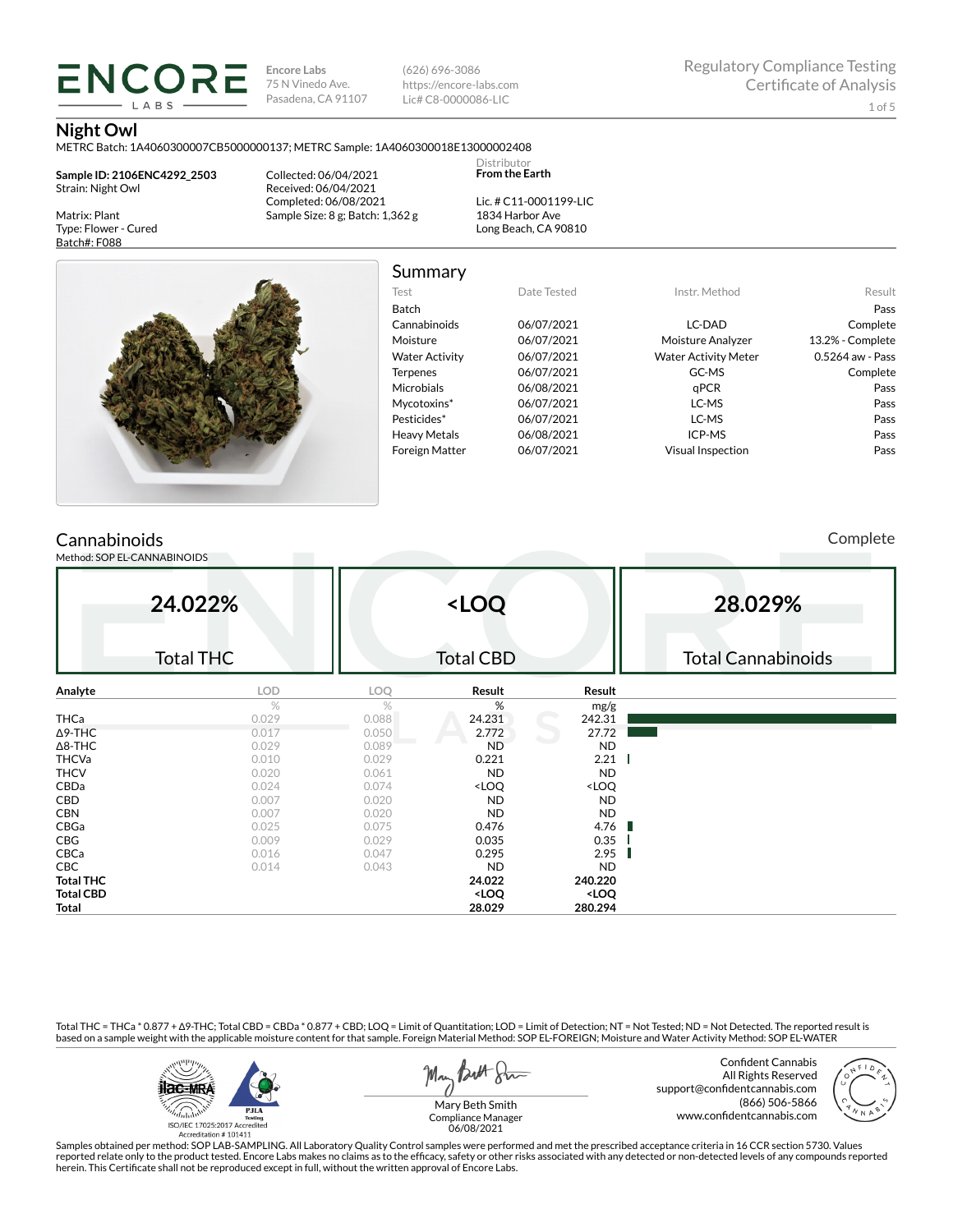ENCORE LABS

Encore Labs
75 N Vinedo Ave.
Pasadena, CA 91107

(626) 696-3086
https://encore-labs.com
Lic# C8-0000086-LIC

Regulatory Compliance Testing
Certificate of Analysis

# Night Owl

METRC Batch: 1A4060300007CB5000000137; METRC Sample: 1A4060300018E13000002408

**Sample ID: 2106ENC4292_2503**
Strain: Night Owl

Matrix: Plant
Type: Flower - Cured
Batch#: F088

Collected: 06/04/2021
Received: 06/04/2021
Completed: 06/08/2021
Sample Size: 8 g; Batch: 1,362 g

Distributor
**From the Earth**

Lic. # C11-0001199-LIC
1834 Harbor Ave
Long Beach, CA 90810

## Summary

| Test | Date Tested | Instr. Method | Result |
|---|---|---|---|
| Batch | | | Pass |
| Cannabinoids | 06/07/2021 | LC-DAD | Complete |
| Moisture | 06/07/2021 | Moisture Analyzer | 13.2% - Complete |
| Water Activity | 06/07/2021 | Water Activity Meter | 0.5264 aw - Pass |
| Terpenes | 06/07/2021 | GC-MS | Complete |
| Microbials | 06/08/2021 | qPCR | Pass |
| Mycotoxins* | 06/07/2021 | LC-MS | Pass |
| Pesticides* | 06/07/2021 | LC-MS | Pass |
| Heavy Metals | 06/08/2021 | ICP-MS | Pass |
| Foreign Matter | 06/07/2021 | Visual Inspection | Pass |

## Cannabinoids

Complete

Method: SOP EL-CANNABINOIDS

| 24.022% | <LOQ | 28.029% |
|---|---|---|
| Total THC | Total CBD | Total Cannabinoids |

| Analyte | LOD | LOQ | Result | Result |
|---|---|---|---|---|
| | % | % | % | mg/g |
| THCa | 0.029 | 0.088 | 24.231 | 242.31 |
| Δ9-THC | 0.017 | 0.050 | 2.772 | 27.72 |
| Δ8-THC | 0.029 | 0.089 | ND | ND |
| THCVa | 0.010 | 0.029 | 0.221 | 2.21 |
| THCV | 0.020 | 0.061 | ND | ND |
| CBDa | 0.024 | 0.074 | <LOQ | <LOQ |
| CBD | 0.007 | 0.020 | ND | ND |
| CBN | 0.007 | 0.020 | ND | ND |
| CBGa | 0.025 | 0.075 | 0.476 | 4.76 |
| CBG | 0.009 | 0.029 | 0.035 | 0.35 |
| CBCa | 0.016 | 0.047 | 0.295 | 2.95 |
| CBC | 0.014 | 0.043 | ND | ND |
| **Total THC** | | | **24.022** | **240.220** |
| **Total CBD** | | | **<LOQ** | **<LOQ** |
| **Total** | | | **28.029** | **280.294** |

Total THC = THCa * 0.877 + Δ9-THC; Total CBD = CBDa * 0.877 + CBD; LOQ = Limit of Quantitation; LOD = Limit of Detection; NT = Not Tested; ND = Not Detected. The reported result is based on a sample weight with the applicable moisture content for that sample. Foreign Material Method: SOP EL-FOREIGN; Moisture and Water Activity Method: SOP EL-WATER

ISO/IEC 17025:2017 Accredited
Accreditation # 101411

Mary Beth Smith
Compliance Manager
06/08/2021

Confident Cannabis
All Rights Reserved
support@confidentcannabis.com
(866) 506-5866
www.confidentcannabis.com

Samples obtained per method: SOP LAB-SAMPLING. All Laboratory Quality Control samples were performed and met the prescribed acceptance criteria in 16 CCR section 5730. Values reported relate only to the product tested. Encore Labs makes no claims as to the efficacy, safety or other risks associated with any detected or non-detected levels of any compounds reported herein. This Certificate shall not be reproduced except in full, without the written approval of Encore Labs.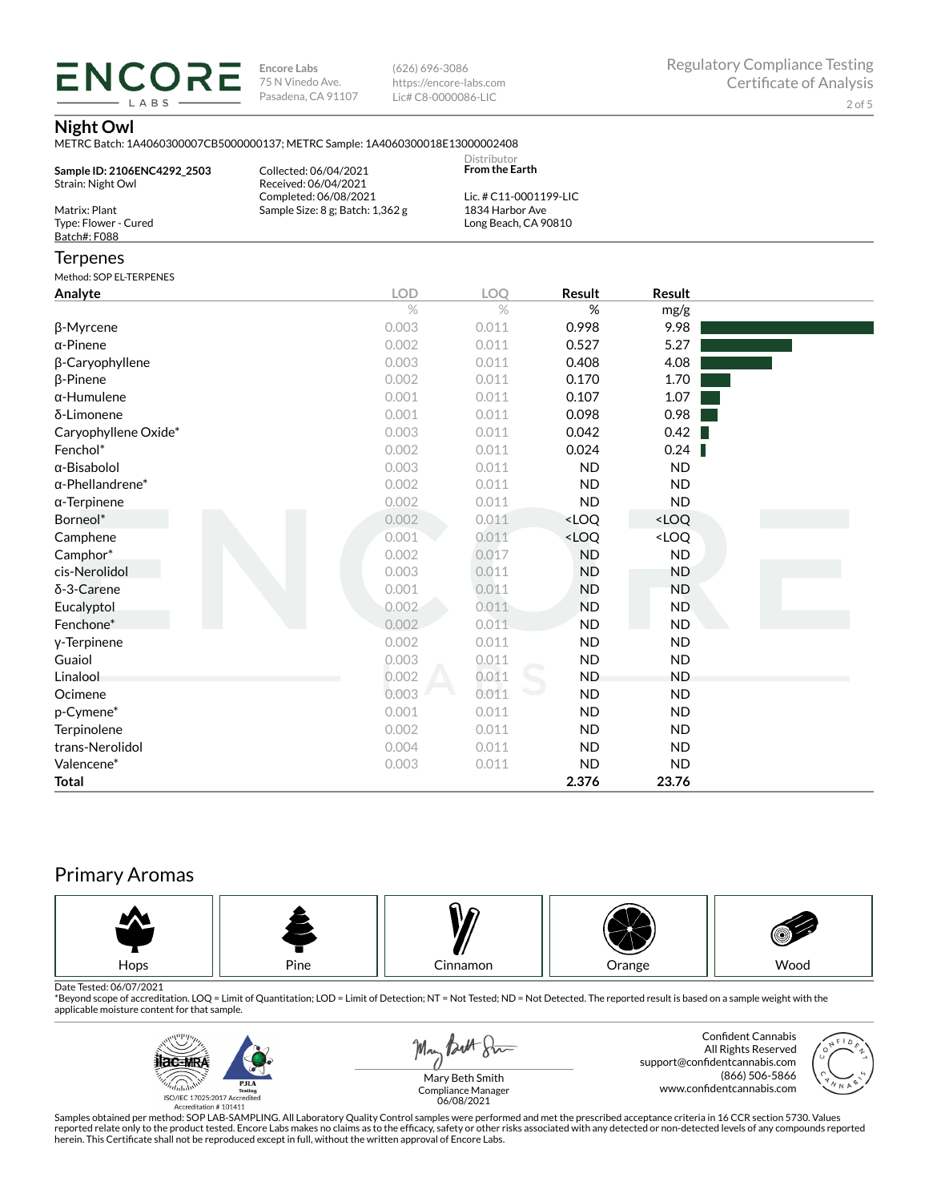**Encore Labs**
75 N Vinedo Ave.
Pasadena, CA 91107

(626) 696-3086
https://encore-labs.com
Lic# C8-0000086-LIC

Regulatory Compliance Testing
Certificate of Analysis

## Night Owl

METRC Batch: 1A4060300007CB5000000137; METRC Sample: 1A4060300018E13000002408

**Sample ID: 2106ENC4292_2503**
Strain: Night Owl

Matrix: Plant
Type: Flower - Cured
Batch#: F088

Collected: 06/04/2021
Received: 06/04/2021
Completed: 06/08/2021
Sample Size: 8 g; Batch: 1,362 g

Distributor
**From the Earth**

Lic. # C11-0001199-LIC
1834 Harbor Ave
Long Beach, CA 90810

## Terpenes

Method: SOP EL-TERPENES

| Analyte | LOD | LOQ | Result | Result |
|---|---|---|---|---|
| | % | % | % | mg/g |
| β-Myrcene | 0.003 | 0.011 | 0.998 | 9.98 |
| α-Pinene | 0.002 | 0.011 | 0.527 | 5.27 |
| β-Caryophyllene | 0.003 | 0.011 | 0.408 | 4.08 |
| β-Pinene | 0.002 | 0.011 | 0.170 | 1.70 |
| α-Humulene | 0.001 | 0.011 | 0.107 | 1.07 |
| δ-Limonene | 0.001 | 0.011 | 0.098 | 0.98 |
| Caryophyllene Oxide* | 0.003 | 0.011 | 0.042 | 0.42 |
| Fenchol* | 0.002 | 0.011 | 0.024 | 0.24 |
| α-Bisabolol | 0.003 | 0.011 | ND | ND |
| α-Phellandrene* | 0.002 | 0.011 | ND | ND |
| α-Terpinene | 0.002 | 0.011 | ND | ND |
| Borneol* | 0.002 | 0.011 | <LOQ | <LOQ |
| Camphene | 0.001 | 0.011 | <LOQ | <LOQ |
| Camphor* | 0.002 | 0.017 | ND | ND |
| cis-Nerolidol | 0.003 | 0.011 | ND | ND |
| δ-3-Carene | 0.001 | 0.011 | ND | ND |
| Eucalyptol | 0.002 | 0.011 | ND | ND |
| Fenchone* | 0.002 | 0.011 | ND | ND |
| γ-Terpinene | 0.002 | 0.011 | ND | ND |
| Guaiol | 0.003 | 0.011 | ND | ND |
| Linalool | 0.002 | 0.011 | ND | ND |
| Ocimene | 0.003 | 0.011 | ND | ND |
| p-Cymene* | 0.001 | 0.011 | ND | ND |
| Terpinolene | 0.002 | 0.011 | ND | ND |
| trans-Nerolidol | 0.004 | 0.011 | ND | ND |
| Valencene* | 0.003 | 0.011 | ND | ND |
| **Total** | | | **2.376** | **23.76** |

## Primary Aromas

Hops | Pine | Cinnamon | Orange | Wood

Date Tested: 06/07/2021
*Beyond scope of accreditation. LOQ = Limit of Quantitation; LOD = Limit of Detection; NT = Not Tested; ND = Not Detected. The reported result is based on a sample weight with the applicable moisture content for that sample.

ISO/IEC 17025:2017 Accredited
Accreditation # 101411

Mary Beth Smith
Compliance Manager
06/08/2021

Confident Cannabis
All Rights Reserved
support@confidentcannabis.com
(866) 506-5866
www.confidentcannabis.com

Samples obtained per method: SOP LAB-SAMPLING. All Laboratory Quality Control samples were performed and met the prescribed acceptance criteria in 16 CCR section 5730. Values reported relate only to the product tested. Encore Labs makes no claims as to the efficacy, safety or other risks associated with any detected or non-detected levels of any compounds reported herein. This Certificate shall not be reproduced except in full, without the written approval of Encore Labs.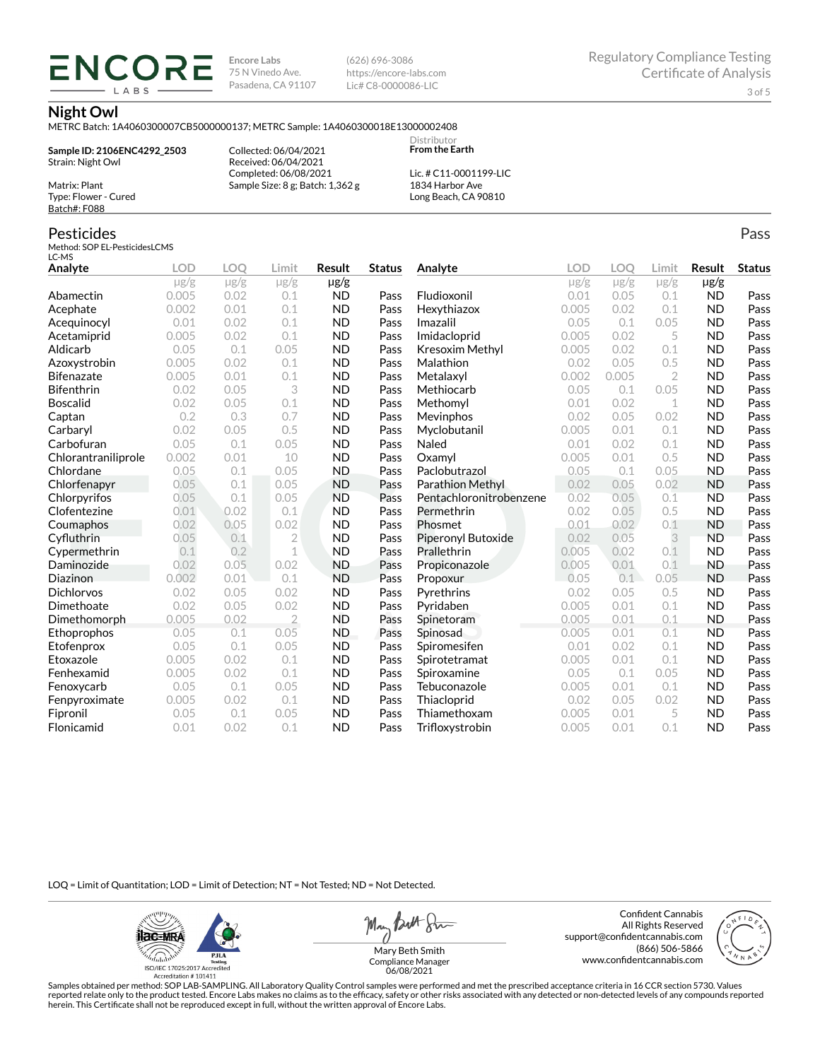# ENCORE LABS

Encore Labs
75 N Vinedo Ave.
Pasadena, CA 91107

(626) 696-3086
https://encore-labs.com
Lic# C8-0000086-LIC

Regulatory Compliance Testing
Certificate of Analysis

## Night Owl

METRC Batch: 1A4060300007CB5000000137; METRC Sample: 1A4060300018E13000002408

**Sample ID: 2106ENC4292_2503**
Strain: Night Owl

Matrix: Plant
Type: Flower - Cured
Batch#: F088

Collected: 06/04/2021
Received: 06/04/2021
Completed: 06/08/2021
Sample Size: 8 g; Batch: 1,362 g

Distributor
**From the Earth**

Lic. # C11-0001199-LIC
1834 Harbor Ave
Long Beach, CA 90810

## Pesticides

Pass

Method: SOP EL-PesticidesLCMS
LC-MS

| Analyte | LOD µg/g | LOQ µg/g | Limit µg/g | Result µg/g | Status |
|---|---|---|---|---|---|
| Abamectin | 0.005 | 0.02 | 0.1 | ND | Pass |
| Acephate | 0.002 | 0.01 | 0.1 | ND | Pass |
| Acequinocyl | 0.01 | 0.02 | 0.1 | ND | Pass |
| Acetamiprid | 0.005 | 0.02 | 0.1 | ND | Pass |
| Aldicarb | 0.05 | 0.1 | 0.05 | ND | Pass |
| Azoxystrobin | 0.005 | 0.02 | 0.1 | ND | Pass |
| Bifenazate | 0.005 | 0.01 | 0.1 | ND | Pass |
| Bifenthrin | 0.02 | 0.05 | 3 | ND | Pass |
| Boscalid | 0.02 | 0.05 | 0.1 | ND | Pass |
| Captan | 0.2 | 0.3 | 0.7 | ND | Pass |
| Carbaryl | 0.02 | 0.05 | 0.5 | ND | Pass |
| Carbofuran | 0.05 | 0.1 | 0.05 | ND | Pass |
| Chlorantraniliprole | 0.002 | 0.01 | 10 | ND | Pass |
| Chlordane | 0.05 | 0.1 | 0.05 | ND | Pass |
| Chlorfenapyr | 0.05 | 0.1 | 0.05 | ND | Pass |
| Chlorpyrifos | 0.05 | 0.1 | 0.05 | ND | Pass |
| Clofentezine | 0.01 | 0.02 | 0.1 | ND | Pass |
| Coumaphos | 0.02 | 0.05 | 0.02 | ND | Pass |
| Cyfluthrin | 0.05 | 0.1 | 2 | ND | Pass |
| Cypermethrin | 0.1 | 0.2 | 1 | ND | Pass |
| Daminozide | 0.02 | 0.05 | 0.02 | ND | Pass |
| Diazinon | 0.002 | 0.01 | 0.1 | ND | Pass |
| Dichlorvos | 0.02 | 0.05 | 0.02 | ND | Pass |
| Dimethoate | 0.02 | 0.05 | 0.02 | ND | Pass |
| Dimethomorph | 0.005 | 0.02 | 2 | ND | Pass |
| Ethoprophos | 0.05 | 0.1 | 0.05 | ND | Pass |
| Etofenprox | 0.05 | 0.1 | 0.05 | ND | Pass |
| Etoxazole | 0.005 | 0.02 | 0.1 | ND | Pass |
| Fenhexamid | 0.005 | 0.02 | 0.1 | ND | Pass |
| Fenoxycarb | 0.05 | 0.1 | 0.05 | ND | Pass |
| Fenpyroximate | 0.005 | 0.02 | 0.1 | ND | Pass |
| Fipronil | 0.05 | 0.1 | 0.05 | ND | Pass |
| Flonicamid | 0.01 | 0.02 | 0.1 | ND | Pass |
| Fludioxonil | 0.01 | 0.05 | 0.1 | ND | Pass |
| Hexythiazox | 0.005 | 0.02 | 0.1 | ND | Pass |
| Imazalil | 0.05 | 0.1 | 0.05 | ND | Pass |
| Imidacloprid | 0.005 | 0.02 | 5 | ND | Pass |
| Kresoxim Methyl | 0.005 | 0.02 | 0.1 | ND | Pass |
| Malathion | 0.02 | 0.05 | 0.5 | ND | Pass |
| Metalaxyl | 0.002 | 0.005 | 2 | ND | Pass |
| Methiocarb | 0.05 | 0.1 | 0.05 | ND | Pass |
| Methomyl | 0.01 | 0.02 | 1 | ND | Pass |
| Mevinphos | 0.02 | 0.05 | 0.02 | ND | Pass |
| Myclobutanil | 0.005 | 0.01 | 0.1 | ND | Pass |
| Naled | 0.01 | 0.02 | 0.1 | ND | Pass |
| Oxamyl | 0.005 | 0.01 | 0.5 | ND | Pass |
| Paclobutrazol | 0.05 | 0.1 | 0.05 | ND | Pass |
| Parathion Methyl | 0.02 | 0.05 | 0.02 | ND | Pass |
| Pentachloronitrobenzene | 0.02 | 0.05 | 0.1 | ND | Pass |
| Permethrin | 0.02 | 0.05 | 0.5 | ND | Pass |
| Phosmet | 0.01 | 0.02 | 0.1 | ND | Pass |
| Piperonyl Butoxide | 0.02 | 0.05 | 3 | ND | Pass |
| Prallethrin | 0.005 | 0.02 | 0.1 | ND | Pass |
| Propiconazole | 0.005 | 0.01 | 0.1 | ND | Pass |
| Propoxur | 0.05 | 0.1 | 0.05 | ND | Pass |
| Pyrethrins | 0.02 | 0.05 | 0.5 | ND | Pass |
| Pyridaben | 0.005 | 0.01 | 0.1 | ND | Pass |
| Spinetoram | 0.005 | 0.01 | 0.1 | ND | Pass |
| Spinosad | 0.005 | 0.01 | 0.1 | ND | Pass |
| Spiromesifen | 0.01 | 0.02 | 0.1 | ND | Pass |
| Spirotetramat | 0.005 | 0.01 | 0.1 | ND | Pass |
| Spiroxamine | 0.05 | 0.1 | 0.05 | ND | Pass |
| Tebuconazole | 0.005 | 0.01 | 0.1 | ND | Pass |
| Thiacloprid | 0.02 | 0.05 | 0.02 | ND | Pass |
| Thiamethoxam | 0.005 | 0.01 | 5 | ND | Pass |
| Trifloxystrobin | 0.005 | 0.01 | 0.1 | ND | Pass |

LOQ = Limit of Quantitation; LOD = Limit of Detection; NT = Not Tested; ND = Not Detected.

ISO/IEC 17025:2017 Accredited
Accreditation # 101411

Mary Beth Smith
Compliance Manager
06/08/2021

Confident Cannabis
All Rights Reserved
support@confidentcannabis.com
(866) 506-5866
www.confidentcannabis.com

Samples obtained per method: SOP LAB-SAMPLING. All Laboratory Quality Control samples were performed and met the prescribed acceptance criteria in 16 CCR section 5730. Values reported relate only to the product tested. Encore Labs makes no claims as to the efficacy, safety or other risks associated with any detected or non-detected levels of any compounds reported herein. This Certificate shall not be reproduced except in full, without the written approval of Encore Labs.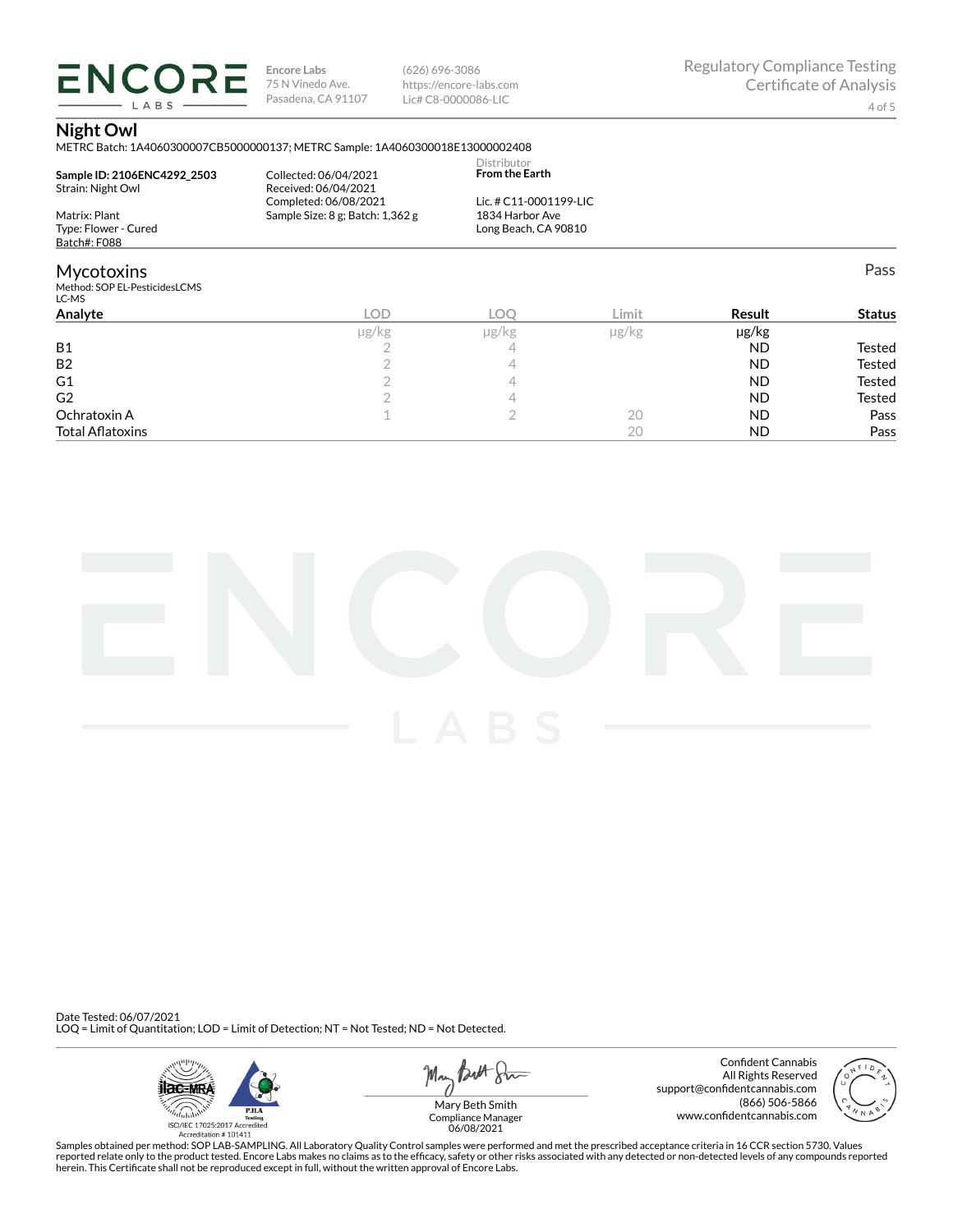**Encore Labs**
75 N Vinedo Ave.
Pasadena, CA 91107

(626) 696-3086
https://encore-labs.com
Lic# C8-0000086-LIC

Regulatory Compliance Testing
Certificate of Analysis

# Night Owl

METRC Batch: 1A4060300007CB5000000137; METRC Sample: 1A4060300018E13000002408

**Sample ID: 2106ENC4292_2503**
Strain: Night Owl

Matrix: Plant
Type: Flower - Cured
Batch#: F088

Collected: 06/04/2021
Received: 06/04/2021
Completed: 06/08/2021
Sample Size: 8 g; Batch: 1,362 g

Distributor
**From the Earth**

Lic. # C11-0001199-LIC
1834 Harbor Ave
Long Beach, CA 90810

## Mycotoxins

Pass

Method: SOP EL-PesticidesLCMS
LC-MS

| Analyte | LOD | LOQ | Limit | Result | Status |
|---|---|---|---|---|---|
| | µg/kg | µg/kg | µg/kg | µg/kg | |
| B1 | 2 | 4 | | ND | Tested |
| B2 | 2 | 4 | | ND | Tested |
| G1 | 2 | 4 | | ND | Tested |
| G2 | 2 | 4 | | ND | Tested |
| Ochratoxin A | 1 | 2 | 20 | ND | Pass |
| Total Aflatoxins | | | 20 | ND | Pass |

Date Tested: 06/07/2021
LOQ = Limit of Quantitation; LOD = Limit of Detection; NT = Not Tested; ND = Not Detected.

ISO/IEC 17025:2017 Accredited
Accreditation # 101411

Mary Beth Smith
Compliance Manager
06/08/2021

Confident Cannabis
All Rights Reserved
support@confidentcannabis.com
(866) 506-5866
www.confidentcannabis.com

Samples obtained per method: SOP LAB-SAMPLING. All Laboratory Quality Control samples were performed and met the prescribed acceptance criteria in 16 CCR section 5730. Values reported relate only to the product tested. Encore Labs makes no claims as to the efficacy, safety or other risks associated with any detected or non-detected levels of any compounds reported herein. This Certificate shall not be reproduced except in full, without the written approval of Encore Labs.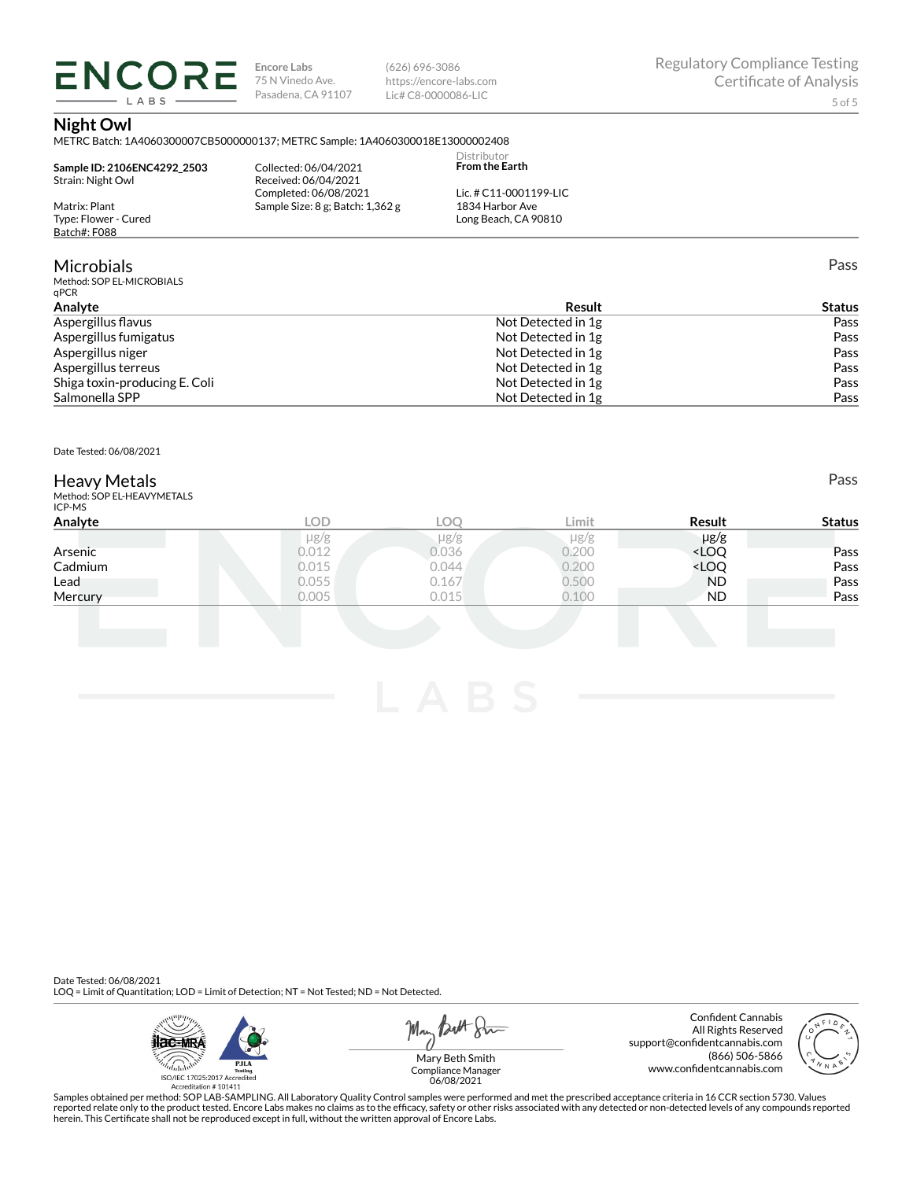**ENCORE LABS**

Encore Labs
75 N Vinedo Ave.
Pasadena, CA 91107

(626) 696-3086
https://encore-labs.com
Lic# C8-0000086-LIC

Regulatory Compliance Testing
Certificate of Analysis

# Night Owl

METRC Batch: 1A4060300007CB5000000137; METRC Sample: 1A4060300018E13000002408

**Sample ID: 2106ENC4292_2503**
Strain: Night Owl

Matrix: Plant
Type: Flower - Cured
Batch#: F088

Collected: 06/04/2021
Received: 06/04/2021
Completed: 06/08/2021
Sample Size: 8 g; Batch: 1,362 g

Distributor
**From the Earth**

Lic. # C11-0001199-LIC
1834 Harbor Ave
Long Beach, CA 90810

## Microbials

Pass

Method: SOP EL-MICROBIALS
qPCR

| Analyte | Result | Status |
|---|---|---|
| Aspergillus flavus | Not Detected in 1g | Pass |
| Aspergillus fumigatus | Not Detected in 1g | Pass |
| Aspergillus niger | Not Detected in 1g | Pass |
| Aspergillus terreus | Not Detected in 1g | Pass |
| Shiga toxin-producing E. Coli | Not Detected in 1g | Pass |
| Salmonella SPP | Not Detected in 1g | Pass |

Date Tested: 06/08/2021

## Heavy Metals

Pass

Method: SOP EL-HEAVYMETALS
ICP-MS

| Analyte | LOD | LOQ | Limit | Result | Status |
|---|---|---|---|---|---|
| | µg/g | µg/g | µg/g | µg/g | |
| Arsenic | 0.012 | 0.036 | 0.200 | <LOQ | Pass |
| Cadmium | 0.015 | 0.044 | 0.200 | <LOQ | Pass |
| Lead | 0.055 | 0.167 | 0.500 | ND | Pass |
| Mercury | 0.005 | 0.015 | 0.100 | ND | Pass |

Date Tested: 06/08/2021
LOQ = Limit of Quantitation; LOD = Limit of Detection; NT = Not Tested; ND = Not Detected.

ilac-MRA; PJLA Testing
ISO/IEC 17025:2017 Accredited
Accreditation # 101411

Mary Beth Smith
Compliance Manager
06/08/2021

Confident Cannabis
All Rights Reserved
support@confidentcannabis.com
(866) 506-5866
www.confidentcannabis.com

Samples obtained per method: SOP LAB-SAMPLING. All Laboratory Quality Control samples were performed and met the prescribed acceptance criteria in 16 CCR section 5730. Values reported relate only to the product tested. Encore Labs makes no claims as to the efficacy, safety or other risks associated with any detected or non-detected levels of any compounds reported herein. This Certificate shall not be reproduced except in full, without the written approval of Encore Labs.